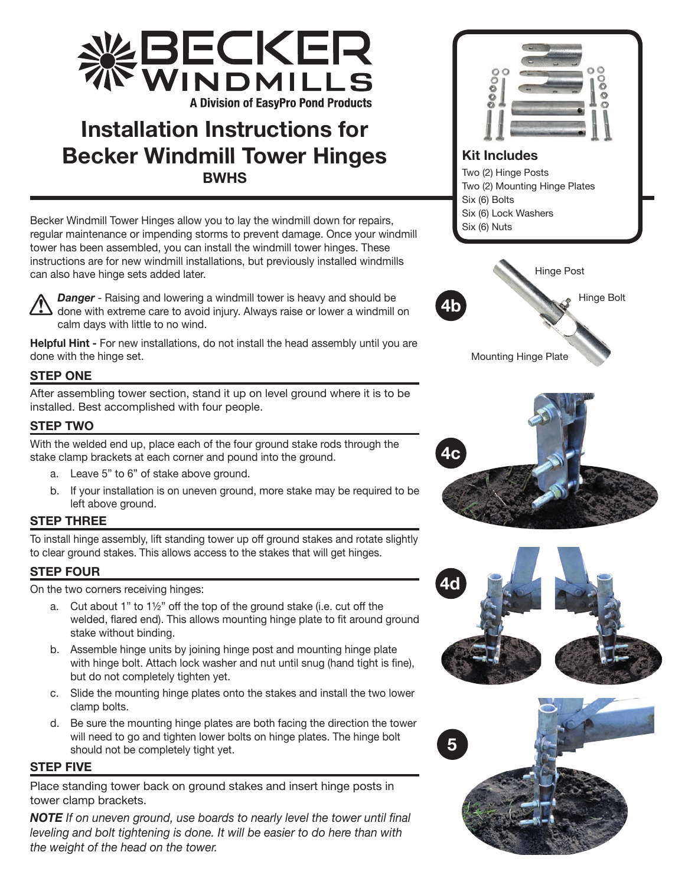# Installation Instructions for Becker Windmill Tower Hinges

**BWHS**

BECKER WINDMILLS
A Division of EasyPro Pond Products

### Kit Includes

Two (2) Hinge Posts
Two (2) Mounting Hinge Plates
Six (6) Bolts
Six (6) Lock Washers
Six (6) Nuts

Becker Windmill Tower Hinges allow you to lay the windmill down for repairs, regular maintenance or impending storms to prevent damage. Once your windmill tower has been assembled, you can install the windmill tower hinges. These instructions are for new windmill installations, but previously installed windmills can also have hinge sets added later.

⚠ ***Danger*** - Raising and lowering a windmill tower is heavy and should be done with extreme care to avoid injury. Always raise or lower a windmill on calm days with little to no wind.

**Helpful Hint -** For new installations, do not install the head assembly until you are done with the hinge set.

## STEP ONE

After assembling tower section, stand it up on level ground where it is to be installed. Best accomplished with four people.

## STEP TWO

With the welded end up, place each of the four ground stake rods through the stake clamp brackets at each corner and pound into the ground.

a. Leave 5" to 6" of stake above ground.
b. If your installation is on uneven ground, more stake may be required to be left above ground.

## STEP THREE

To install hinge assembly, lift standing tower up off ground stakes and rotate slightly to clear ground stakes. This allows access to the stakes that will get hinges.

## STEP FOUR

On the two corners receiving hinges:

a. Cut about 1" to 1½" off the top of the ground stake (i.e. cut off the welded, flared end). This allows mounting hinge plate to fit around ground stake without binding.
b. Assemble hinge units by joining hinge post and mounting hinge plate with hinge bolt. Attach lock washer and nut until snug (hand tight is fine), but do not completely tighten yet.
c. Slide the mounting hinge plates onto the stakes and install the two lower clamp bolts.
d. Be sure the mounting hinge plates are both facing the direction the tower will need to go and tighten lower bolts on hinge plates. The hinge bolt should not be completely tight yet.

**4b** — Hinge Post, Hinge Bolt, Mounting Hinge Plate

**4c**

**4d**

## STEP FIVE

Place standing tower back on ground stakes and insert hinge posts in tower clamp brackets.

***NOTE*** *If on uneven ground, use boards to nearly level the tower until final leveling and bolt tightening is done. It will be easier to do here than with the weight of the head on the tower.*

**5**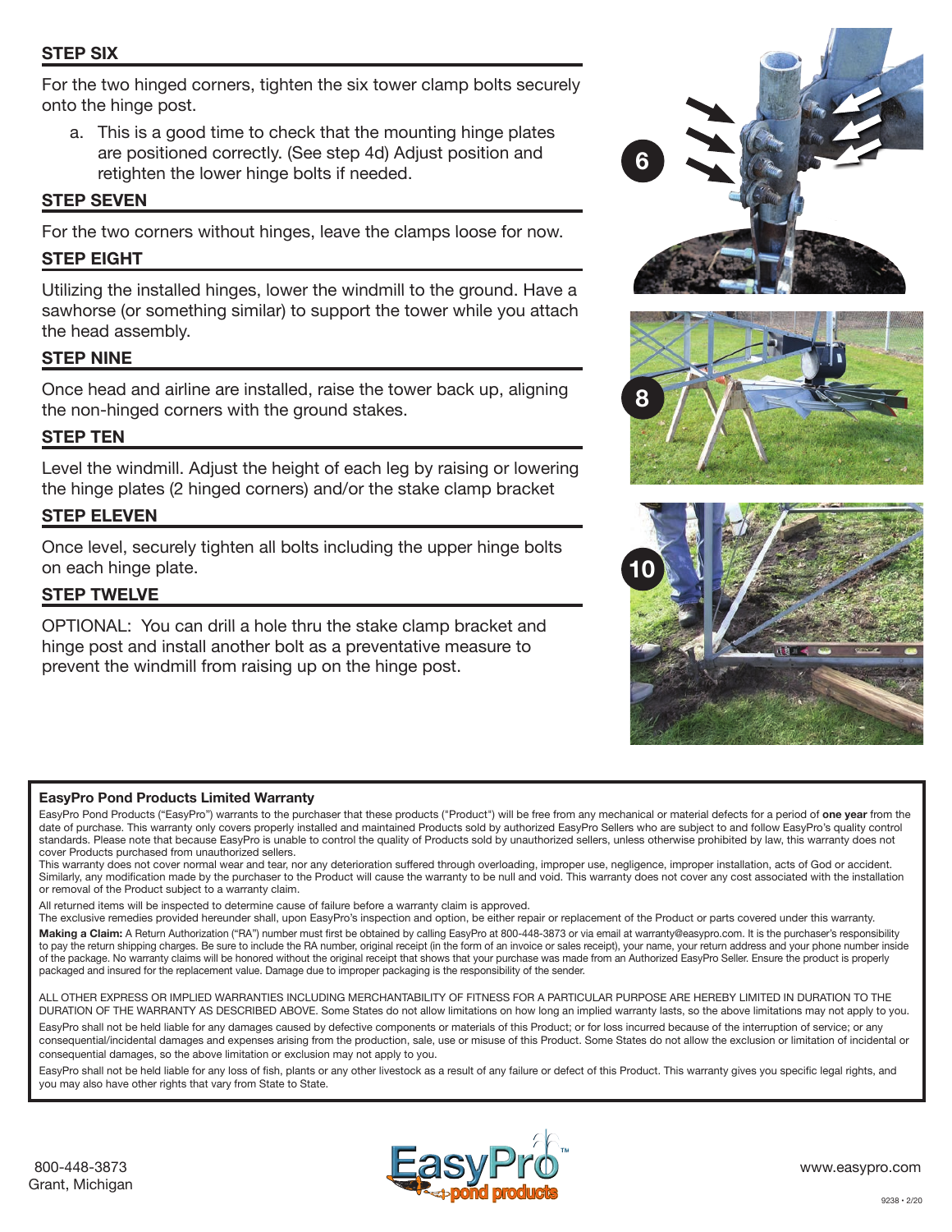## STEP SIX

For the two hinged corners, tighten the six tower clamp bolts securely onto the hinge post.

a. This is a good time to check that the mounting hinge plates are positioned correctly. (See step 4d) Adjust position and retighten the lower hinge bolts if needed.

## STEP SEVEN

For the two corners without hinges, leave the clamps loose for now.

## STEP EIGHT

Utilizing the installed hinges, lower the windmill to the ground. Have a sawhorse (or something similar) to support the tower while you attach the head assembly.

## STEP NINE

Once head and airline are installed, raise the tower back up, aligning the non-hinged corners with the ground stakes.

## STEP TEN

Level the windmill. Adjust the height of each leg by raising or lowering the hinge plates (2 hinged corners) and/or the stake clamp bracket

## STEP ELEVEN

Once level, securely tighten all bolts including the upper hinge bolts on each hinge plate.

## STEP TWELVE

OPTIONAL: You can drill a hole thru the stake clamp bracket and hinge post and install another bolt as a preventative measure to prevent the windmill from raising up on the hinge post.

6

8

10

### EasyPro Pond Products Limited Warranty

EasyPro Pond Products ("EasyPro") warrants to the purchaser that these products ("Product") will be free from any mechanical or material defects for a period of **one year** from the date of purchase. This warranty only covers properly installed and maintained Products sold by authorized EasyPro Sellers who are subject to and follow EasyPro's quality control standards. Please note that because EasyPro is unable to control the quality of Products sold by unauthorized sellers, unless otherwise prohibited by law, this warranty does not cover Products purchased from unauthorized sellers.

This warranty does not cover normal wear and tear, nor any deterioration suffered through overloading, improper use, negligence, improper installation, acts of God or accident. Similarly, any modification made by the purchaser to the Product will cause the warranty to be null and void. This warranty does not cover any cost associated with the installation or removal of the Product subject to a warranty claim.

All returned items will be inspected to determine cause of failure before a warranty claim is approved.

The exclusive remedies provided hereunder shall, upon EasyPro's inspection and option, be either repair or replacement of the Product or parts covered under this warranty.

**Making a Claim:** A Return Authorization ("RA") number must first be obtained by calling EasyPro at 800-448-3873 or via email at warranty@easypro.com. It is the purchaser's responsibility to pay the return shipping charges. Be sure to include the RA number, original receipt (in the form of an invoice or sales receipt), your name, your return address and your phone number inside of the package. No warranty claims will be honored without the original receipt that shows that your purchase was made from an Authorized EasyPro Seller. Ensure the product is properly packaged and insured for the replacement value. Damage due to improper packaging is the responsibility of the sender.

ALL OTHER EXPRESS OR IMPLIED WARRANTIES INCLUDING MERCHANTABILITY OF FITNESS FOR A PARTICULAR PURPOSE ARE HEREBY LIMITED IN DURATION TO THE DURATION OF THE WARRANTY AS DESCRIBED ABOVE. Some States do not allow limitations on how long an implied warranty lasts, so the above limitations may not apply to you.

EasyPro shall not be held liable for any damages caused by defective components or materials of this Product; or for loss incurred because of the interruption of service; or any consequential/incidental damages and expenses arising from the production, sale, use or misuse of this Product. Some States do not allow the exclusion or limitation of incidental or consequential damages, so the above limitation or exclusion may not apply to you.

EasyPro shall not be held liable for any loss of fish, plants or any other livestock as a result of any failure or defect of this Product. This warranty gives you specific legal rights, and you may also have other rights that vary from State to State.

800-448-3873
Grant, Michigan

EasyPro pond products

www.easypro.com

9238 • 2/20